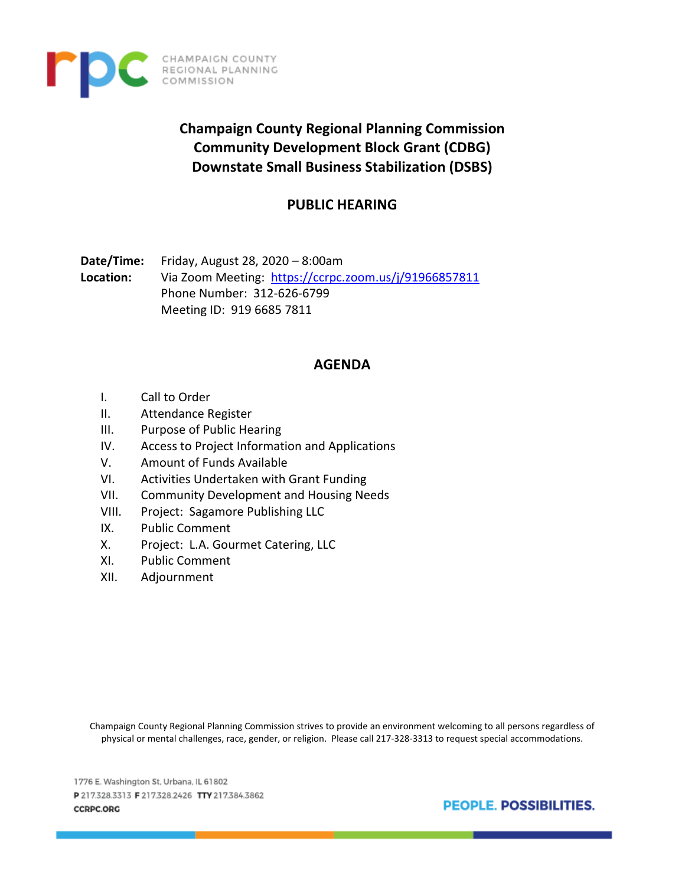CHAMPAIGN COUNTY REGIONAL PLANNING COMMISSION

# Champaign County Regional Planning Commission
# Community Development Block Grant (CDBG)
# Downstate Small Business Stabilization (DSBS)

## PUBLIC HEARING

**Date/Time:** Friday, August 28, 2020 – 8:00am
**Location:** Via Zoom Meeting: [https://ccrpc.zoom.us/j/91966857811](https://ccrpc.zoom.us/j/91966857811)
Phone Number: 312-626-6799
Meeting ID: 919 6685 7811

## AGENDA

I. Call to Order
II. Attendance Register
III. Purpose of Public Hearing
IV. Access to Project Information and Applications
V. Amount of Funds Available
VI. Activities Undertaken with Grant Funding
VII. Community Development and Housing Needs
VIII. Project: Sagamore Publishing LLC
IX. Public Comment
X. Project: L.A. Gourmet Catering, LLC
XI. Public Comment
XII. Adjournment

Champaign County Regional Planning Commission strives to provide an environment welcoming to all persons regardless of physical or mental challenges, race, gender, or religion. Please call 217-328-3313 to request special accommodations.

1776 E. Washington St, Urbana, IL 61802
**P** 217.328.3313 **F** 217.328.2426 **TTY** 217.384.3862
CCRPC.ORG

PEOPLE. POSSIBILITIES.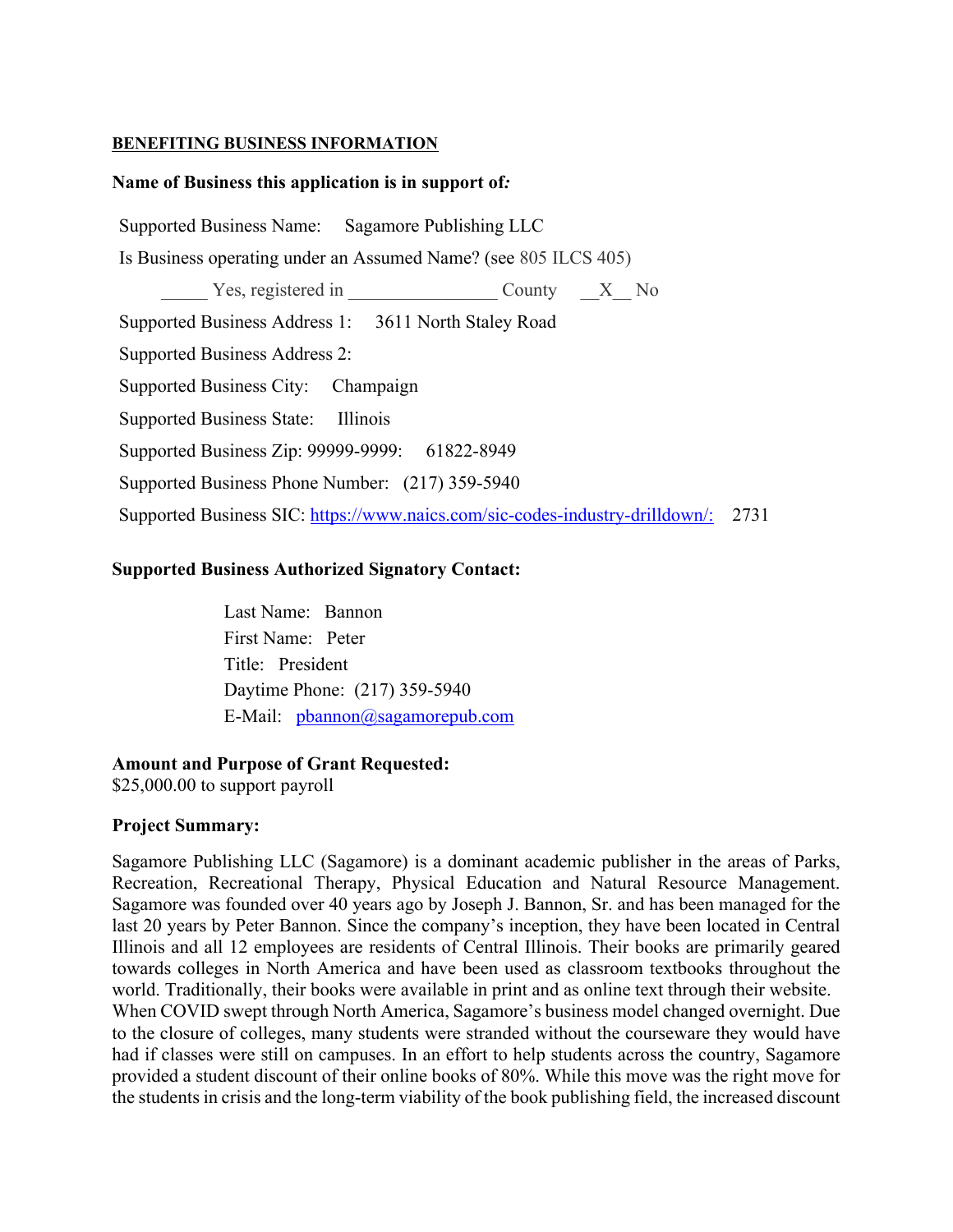**BENEFITING BUSINESS INFORMATION**

**Name of Business this application is in support of:**

Supported Business Name: Sagamore Publishing LLC

Is Business operating under an Assumed Name? (see 805 ILCS 405)

_____ Yes, registered in ________________ County __X__ No

Supported Business Address 1: 3611 North Staley Road

Supported Business Address 2:

Supported Business City: Champaign

Supported Business State: Illinois

Supported Business Zip: 99999-9999: 61822-8949

Supported Business Phone Number: (217) 359-5940

Supported Business SIC: https://www.naics.com/sic-codes-industry-drilldown/: 2731

**Supported Business Authorized Signatory Contact:**

Last Name: Bannon
First Name: Peter
Title: President
Daytime Phone: (217) 359-5940
E-Mail: pbannon@sagamorepub.com

**Amount and Purpose of Grant Requested:**
$25,000.00 to support payroll

**Project Summary:**

Sagamore Publishing LLC (Sagamore) is a dominant academic publisher in the areas of Parks, Recreation, Recreational Therapy, Physical Education and Natural Resource Management. Sagamore was founded over 40 years ago by Joseph J. Bannon, Sr. and has been managed for the last 20 years by Peter Bannon. Since the company's inception, they have been located in Central Illinois and all 12 employees are residents of Central Illinois. Their books are primarily geared towards colleges in North America and have been used as classroom textbooks throughout the world. Traditionally, their books were available in print and as online text through their website.
When COVID swept through North America, Sagamore's business model changed overnight. Due to the closure of colleges, many students were stranded without the courseware they would have had if classes were still on campuses. In an effort to help students across the country, Sagamore provided a student discount of their online books of 80%. While this move was the right move for the students in crisis and the long-term viability of the book publishing field, the increased discount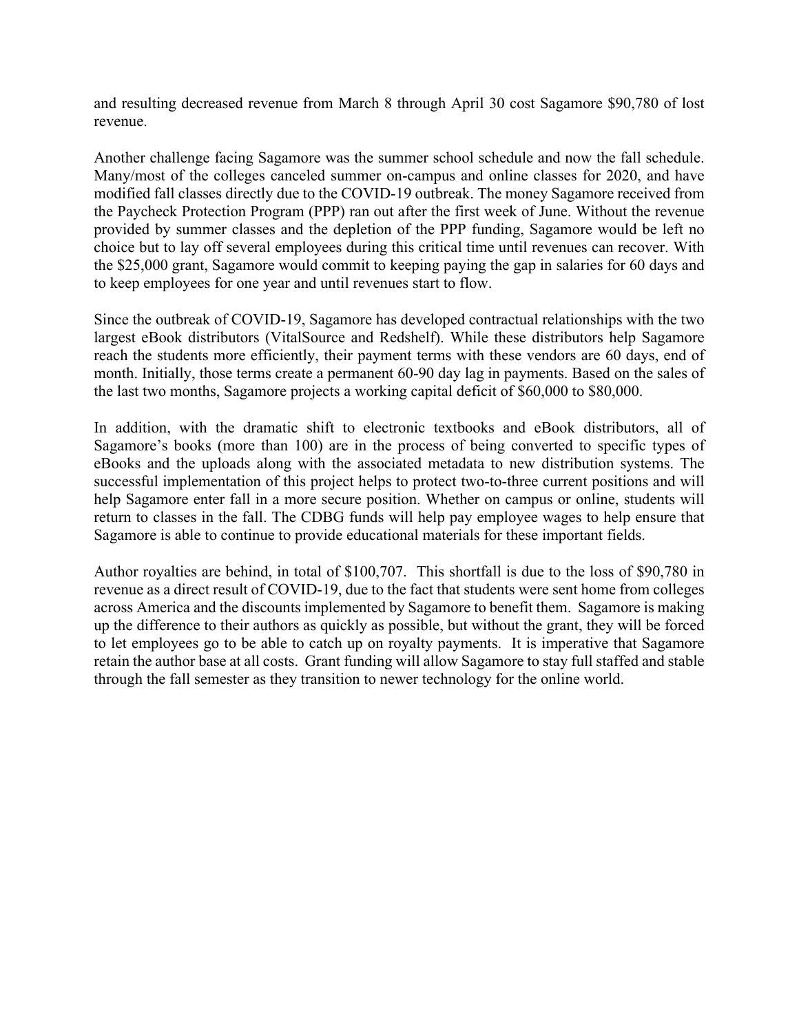and resulting decreased revenue from March 8 through April 30 cost Sagamore $90,780 of lost revenue.

Another challenge facing Sagamore was the summer school schedule and now the fall schedule. Many/most of the colleges canceled summer on-campus and online classes for 2020, and have modified fall classes directly due to the COVID-19 outbreak. The money Sagamore received from the Paycheck Protection Program (PPP) ran out after the first week of June. Without the revenue provided by summer classes and the depletion of the PPP funding, Sagamore would be left no choice but to lay off several employees during this critical time until revenues can recover. With the $25,000 grant, Sagamore would commit to keeping paying the gap in salaries for 60 days and to keep employees for one year and until revenues start to flow.

Since the outbreak of COVID-19, Sagamore has developed contractual relationships with the two largest eBook distributors (VitalSource and Redshelf). While these distributors help Sagamore reach the students more efficiently, their payment terms with these vendors are 60 days, end of month. Initially, those terms create a permanent 60-90 day lag in payments. Based on the sales of the last two months, Sagamore projects a working capital deficit of $60,000 to $80,000.

In addition, with the dramatic shift to electronic textbooks and eBook distributors, all of Sagamore's books (more than 100) are in the process of being converted to specific types of eBooks and the uploads along with the associated metadata to new distribution systems. The successful implementation of this project helps to protect two-to-three current positions and will help Sagamore enter fall in a more secure position. Whether on campus or online, students will return to classes in the fall. The CDBG funds will help pay employee wages to help ensure that Sagamore is able to continue to provide educational materials for these important fields.

Author royalties are behind, in total of $100,707. This shortfall is due to the loss of $90,780 in revenue as a direct result of COVID-19, due to the fact that students were sent home from colleges across America and the discounts implemented by Sagamore to benefit them. Sagamore is making up the difference to their authors as quickly as possible, but without the grant, they will be forced to let employees go to be able to catch up on royalty payments. It is imperative that Sagamore retain the author base at all costs. Grant funding will allow Sagamore to stay full staffed and stable through the fall semester as they transition to newer technology for the online world.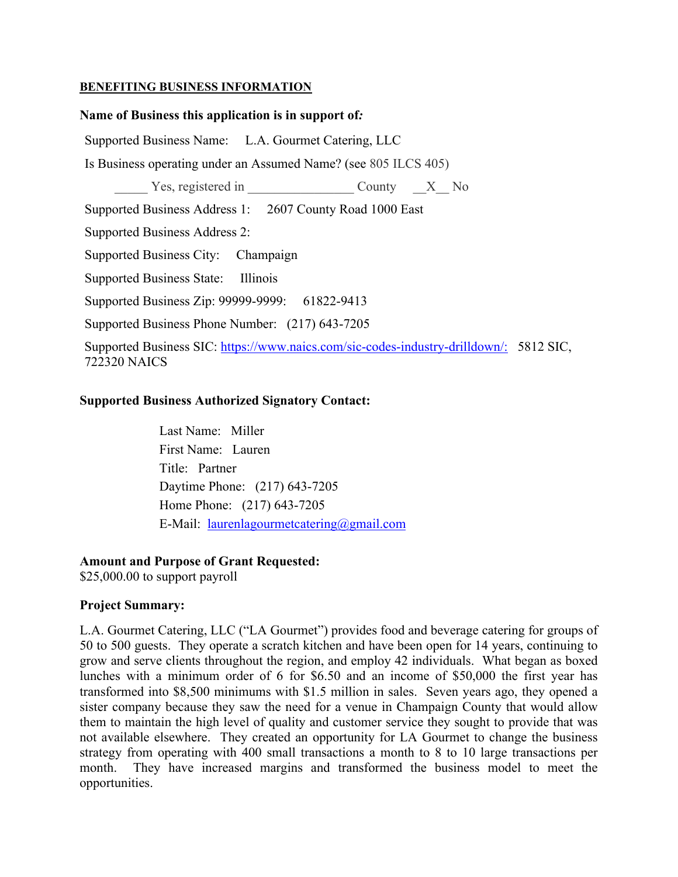**BENEFITING BUSINESS INFORMATION**

**Name of Business this application is in support of:**

Supported Business Name: L.A. Gourmet Catering, LLC

Is Business operating under an Assumed Name? (see 805 ILCS 405)

_____ Yes, registered in ________________ County __X__ No

Supported Business Address 1: 2607 County Road 1000 East

Supported Business Address 2:

Supported Business City: Champaign

Supported Business State: Illinois

Supported Business Zip: 99999-9999: 61822-9413

Supported Business Phone Number: (217) 643-7205

Supported Business SIC: https://www.naics.com/sic-codes-industry-drilldown/: 5812 SIC, 722320 NAICS

**Supported Business Authorized Signatory Contact:**

Last Name: Miller
First Name: Lauren
Title: Partner
Daytime Phone: (217) 643-7205
Home Phone: (217) 643-7205
E-Mail: laurenlagourmetcatering@gmail.com

**Amount and Purpose of Grant Requested:**
$25,000.00 to support payroll

**Project Summary:**

L.A. Gourmet Catering, LLC ("LA Gourmet") provides food and beverage catering for groups of 50 to 500 guests. They operate a scratch kitchen and have been open for 14 years, continuing to grow and serve clients throughout the region, and employ 42 individuals. What began as boxed lunches with a minimum order of 6 for $6.50 and an income of $50,000 the first year has transformed into $8,500 minimums with $1.5 million in sales. Seven years ago, they opened a sister company because they saw the need for a venue in Champaign County that would allow them to maintain the high level of quality and customer service they sought to provide that was not available elsewhere. They created an opportunity for LA Gourmet to change the business strategy from operating with 400 small transactions a month to 8 to 10 large transactions per month. They have increased margins and transformed the business model to meet the opportunities.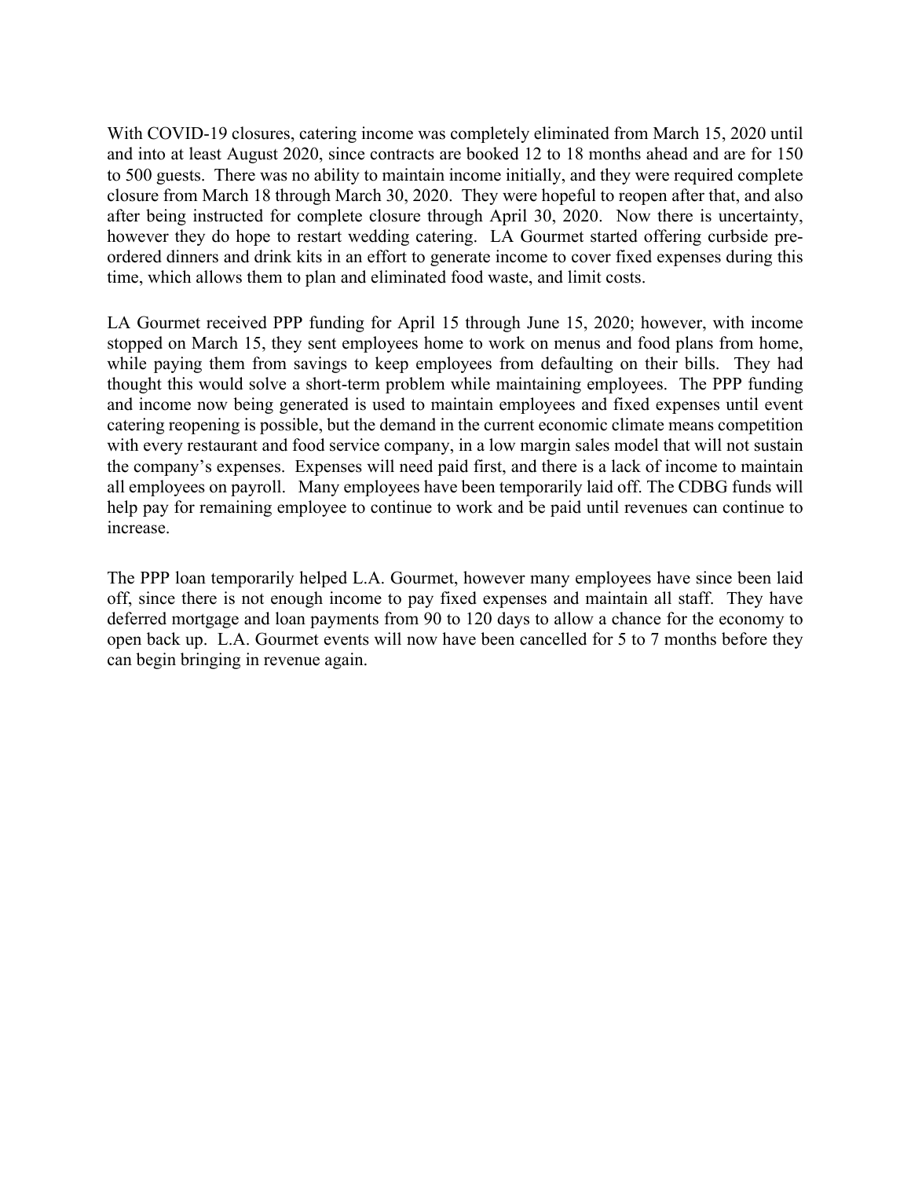With COVID-19 closures, catering income was completely eliminated from March 15, 2020 until and into at least August 2020, since contracts are booked 12 to 18 months ahead and are for 150 to 500 guests. There was no ability to maintain income initially, and they were required complete closure from March 18 through March 30, 2020. They were hopeful to reopen after that, and also after being instructed for complete closure through April 30, 2020. Now there is uncertainty, however they do hope to restart wedding catering. LA Gourmet started offering curbside pre-ordered dinners and drink kits in an effort to generate income to cover fixed expenses during this time, which allows them to plan and eliminated food waste, and limit costs.

LA Gourmet received PPP funding for April 15 through June 15, 2020; however, with income stopped on March 15, they sent employees home to work on menus and food plans from home, while paying them from savings to keep employees from defaulting on their bills. They had thought this would solve a short-term problem while maintaining employees. The PPP funding and income now being generated is used to maintain employees and fixed expenses until event catering reopening is possible, but the demand in the current economic climate means competition with every restaurant and food service company, in a low margin sales model that will not sustain the company's expenses. Expenses will need paid first, and there is a lack of income to maintain all employees on payroll. Many employees have been temporarily laid off. The CDBG funds will help pay for remaining employee to continue to work and be paid until revenues can continue to increase.

The PPP loan temporarily helped L.A. Gourmet, however many employees have since been laid off, since there is not enough income to pay fixed expenses and maintain all staff. They have deferred mortgage and loan payments from 90 to 120 days to allow a chance for the economy to open back up. L.A. Gourmet events will now have been cancelled for 5 to 7 months before they can begin bringing in revenue again.